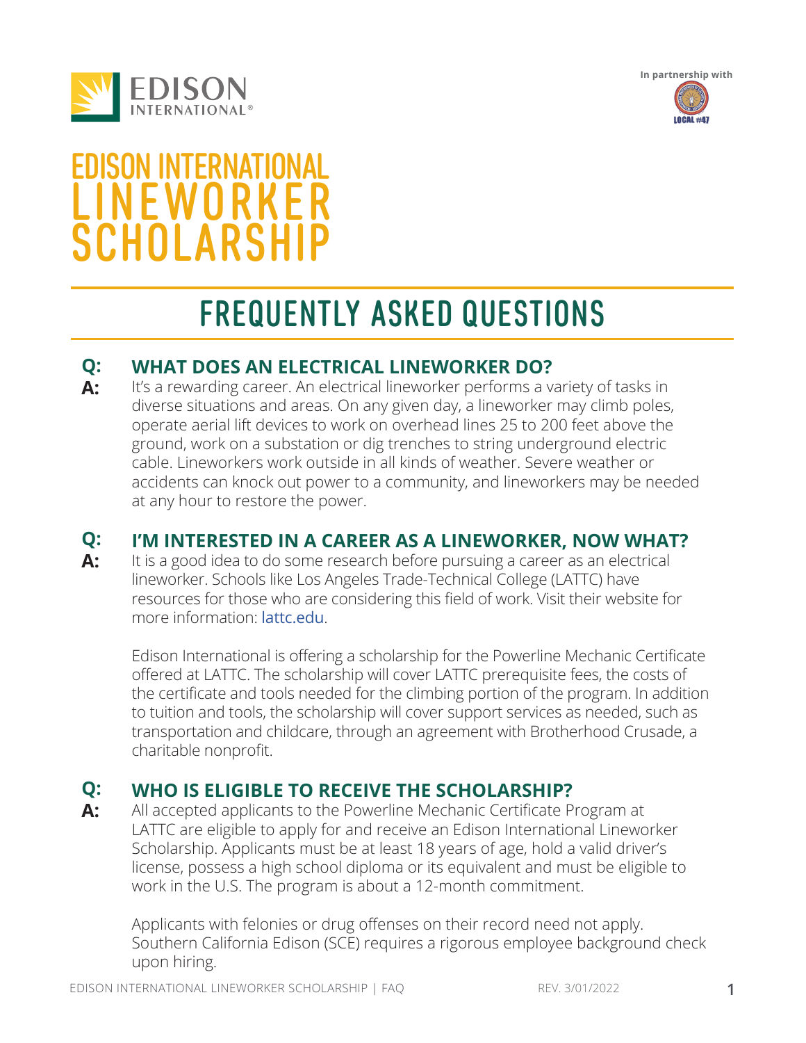EDISON INTERNATIONAL®

In partnership with

LOCAL #47

# EDISON INTERNATIONAL LINEWORKER SCHOLARSHIP

## FREQUENTLY ASKED QUESTIONS

**Q: WHAT DOES AN ELECTRICAL LINEWORKER DO?**

**A:** It's a rewarding career. An electrical lineworker performs a variety of tasks in diverse situations and areas. On any given day, a lineworker may climb poles, operate aerial lift devices to work on overhead lines 25 to 200 feet above the ground, work on a substation or dig trenches to string underground electric cable. Lineworkers work outside in all kinds of weather. Severe weather or accidents can knock out power to a community, and lineworkers may be needed at any hour to restore the power.

**Q: I'M INTERESTED IN A CAREER AS A LINEWORKER, NOW WHAT?**

**A:** It is a good idea to do some research before pursuing a career as an electrical lineworker. Schools like Los Angeles Trade-Technical College (LATTC) have resources for those who are considering this field of work. Visit their website for more information: lattc.edu.

Edison International is offering a scholarship for the Powerline Mechanic Certificate offered at LATTC. The scholarship will cover LATTC prerequisite fees, the costs of the certificate and tools needed for the climbing portion of the program. In addition to tuition and tools, the scholarship will cover support services as needed, such as transportation and childcare, through an agreement with Brotherhood Crusade, a charitable nonprofit.

**Q: WHO IS ELIGIBLE TO RECEIVE THE SCHOLARSHIP?**

**A:** All accepted applicants to the Powerline Mechanic Certificate Program at LATTC are eligible to apply for and receive an Edison International Lineworker Scholarship. Applicants must be at least 18 years of age, hold a valid driver's license, possess a high school diploma or its equivalent and must be eligible to work in the U.S. The program is about a 12-month commitment.

Applicants with felonies or drug offenses on their record need not apply. Southern California Edison (SCE) requires a rigorous employee background check upon hiring.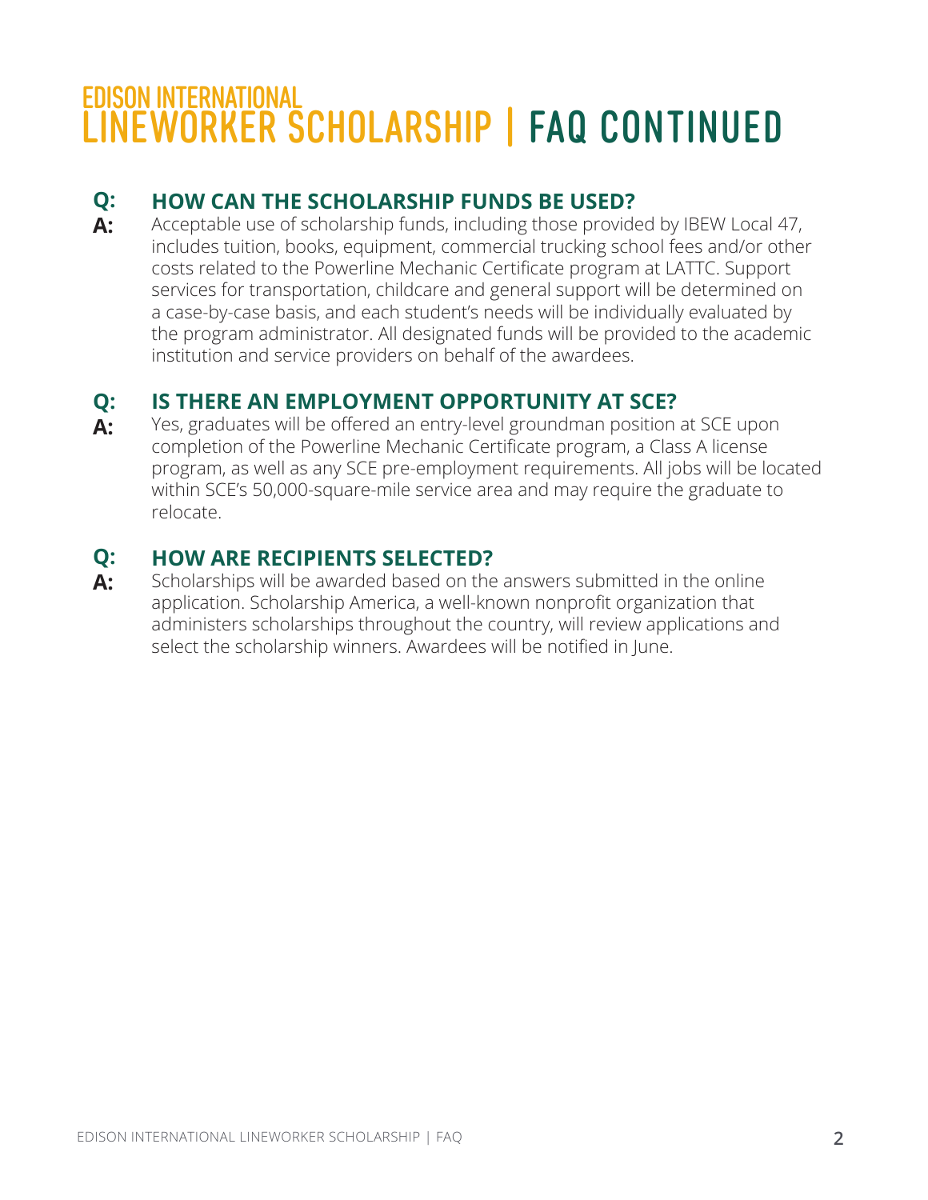# EDISON INTERNATIONAL LINEWORKER SCHOLARSHIP | FAQ CONTINUED

**Q: HOW CAN THE SCHOLARSHIP FUNDS BE USED?**

**A:** Acceptable use of scholarship funds, including those provided by IBEW Local 47, includes tuition, books, equipment, commercial trucking school fees and/or other costs related to the Powerline Mechanic Certificate program at LATTC. Support services for transportation, childcare and general support will be determined on a case-by-case basis, and each student's needs will be individually evaluated by the program administrator. All designated funds will be provided to the academic institution and service providers on behalf of the awardees.

**Q: IS THERE AN EMPLOYMENT OPPORTUNITY AT SCE?**

**A:** Yes, graduates will be offered an entry-level groundman position at SCE upon completion of the Powerline Mechanic Certificate program, a Class A license program, as well as any SCE pre-employment requirements. All jobs will be located within SCE's 50,000-square-mile service area and may require the graduate to relocate.

**Q: HOW ARE RECIPIENTS SELECTED?**

**A:** Scholarships will be awarded based on the answers submitted in the online application. Scholarship America, a well-known nonprofit organization that administers scholarships throughout the country, will review applications and select the scholarship winners. Awardees will be notified in June.